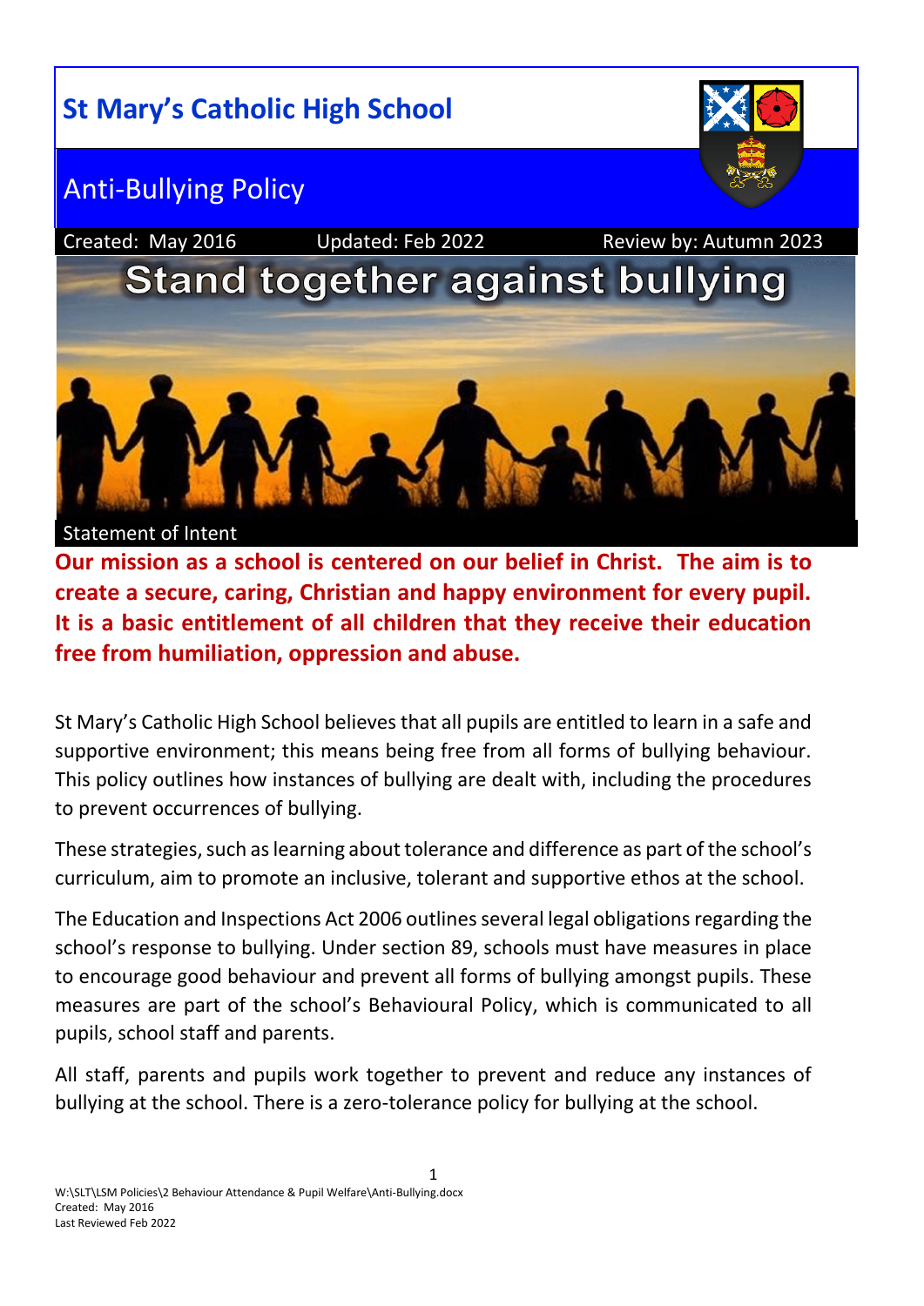# St Mary's Catholic High School

## Anti-Bullying Policy

Created: May 2016 Updated: Feb 2022 Review by: Autumn 2023

Stand together against bullying

Statement of Intent

**Our mission as a school is centered on our belief in Christ. The aim is to create a secure, caring, Christian and happy environment for every pupil. It is a basic entitlement of all children that they receive their education free from humiliation, oppression and abuse.**

St Mary's Catholic High School believes that all pupils are entitled to learn in a safe and supportive environment; this means being free from all forms of bullying behaviour. This policy outlines how instances of bullying are dealt with, including the procedures to prevent occurrences of bullying.

These strategies, such as learning about tolerance and difference as part of the school's curriculum, aim to promote an inclusive, tolerant and supportive ethos at the school.

The Education and Inspections Act 2006 outlines several legal obligations regarding the school's response to bullying. Under section 89, schools must have measures in place to encourage good behaviour and prevent all forms of bullying amongst pupils. These measures are part of the school's Behavioural Policy, which is communicated to all pupils, school staff and parents.

All staff, parents and pupils work together to prevent and reduce any instances of bullying at the school. There is a zero-tolerance policy for bullying at the school.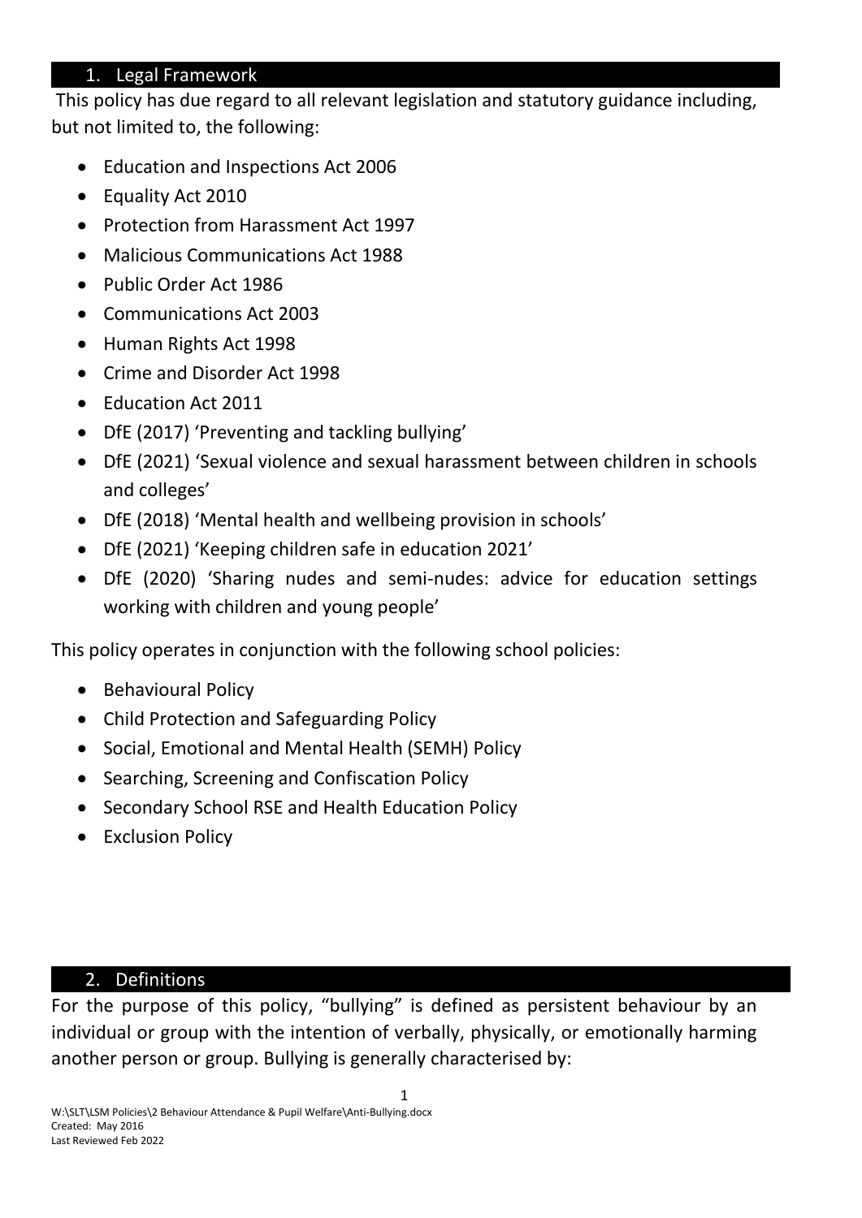## 1. Legal Framework

This policy has due regard to all relevant legislation and statutory guidance including, but not limited to, the following:

- Education and Inspections Act 2006
- Equality Act 2010
- Protection from Harassment Act 1997
- Malicious Communications Act 1988
- Public Order Act 1986
- Communications Act 2003
- Human Rights Act 1998
- Crime and Disorder Act 1998
- Education Act 2011
- DfE (2017) 'Preventing and tackling bullying'
- DfE (2021) 'Sexual violence and sexual harassment between children in schools and colleges'
- DfE (2018) 'Mental health and wellbeing provision in schools'
- DfE (2021) 'Keeping children safe in education 2021'
- DfE (2020) 'Sharing nudes and semi-nudes: advice for education settings working with children and young people'

This policy operates in conjunction with the following school policies:

- Behavioural Policy
- Child Protection and Safeguarding Policy
- Social, Emotional and Mental Health (SEMH) Policy
- Searching, Screening and Confiscation Policy
- Secondary School RSE and Health Education Policy
- Exclusion Policy

## 2. Definitions

For the purpose of this policy, "bullying" is defined as persistent behaviour by an individual or group with the intention of verbally, physically, or emotionally harming another person or group. Bullying is generally characterised by: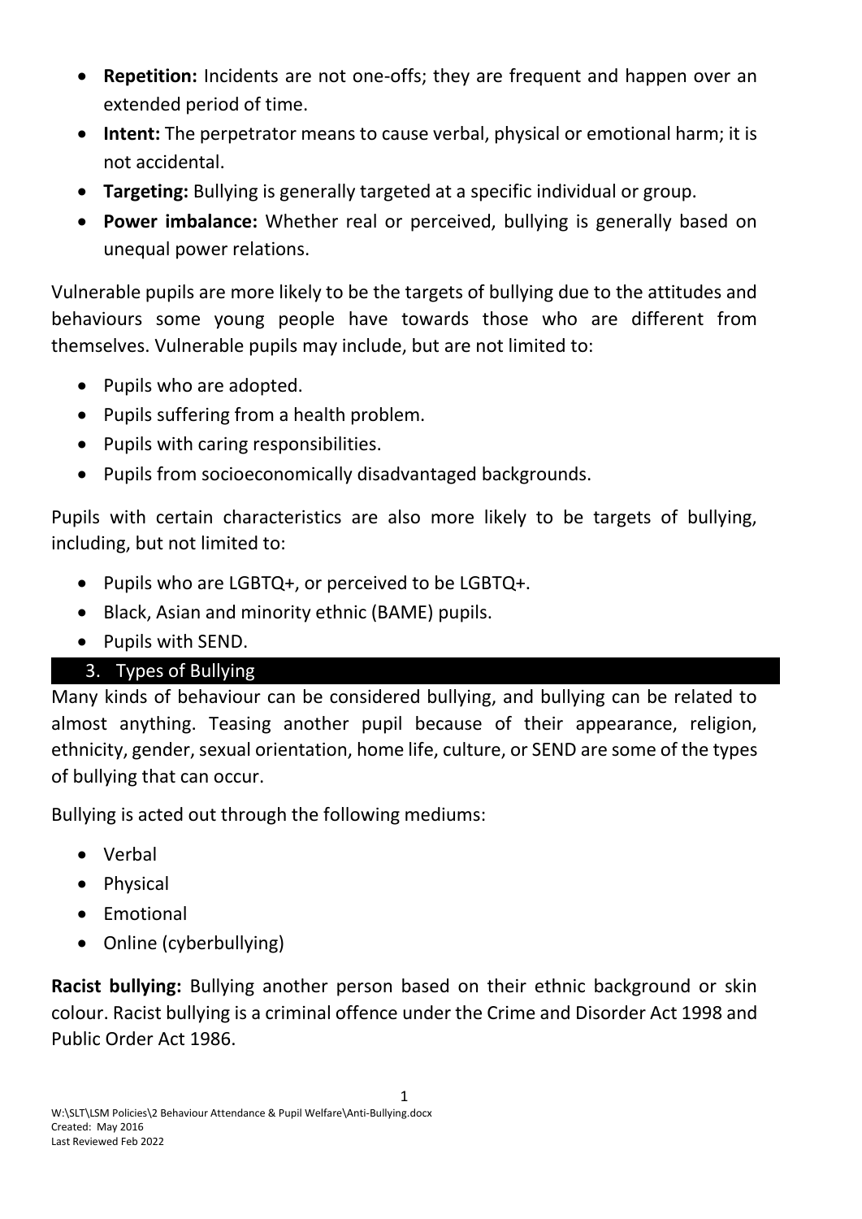- **Repetition:** Incidents are not one-offs; they are frequent and happen over an extended period of time.
- **Intent:** The perpetrator means to cause verbal, physical or emotional harm; it is not accidental.
- **Targeting:** Bullying is generally targeted at a specific individual or group.
- **Power imbalance:** Whether real or perceived, bullying is generally based on unequal power relations.

Vulnerable pupils are more likely to be the targets of bullying due to the attitudes and behaviours some young people have towards those who are different from themselves. Vulnerable pupils may include, but are not limited to:

- Pupils who are adopted.
- Pupils suffering from a health problem.
- Pupils with caring responsibilities.
- Pupils from socioeconomically disadvantaged backgrounds.

Pupils with certain characteristics are also more likely to be targets of bullying, including, but not limited to:

- Pupils who are LGBTQ+, or perceived to be LGBTQ+.
- Black, Asian and minority ethnic (BAME) pupils.
- Pupils with SEND.

## 3. Types of Bullying

Many kinds of behaviour can be considered bullying, and bullying can be related to almost anything. Teasing another pupil because of their appearance, religion, ethnicity, gender, sexual orientation, home life, culture, or SEND are some of the types of bullying that can occur.

Bullying is acted out through the following mediums:

- Verbal
- Physical
- Emotional
- Online (cyberbullying)

**Racist bullying:** Bullying another person based on their ethnic background or skin colour. Racist bullying is a criminal offence under the Crime and Disorder Act 1998 and Public Order Act 1986.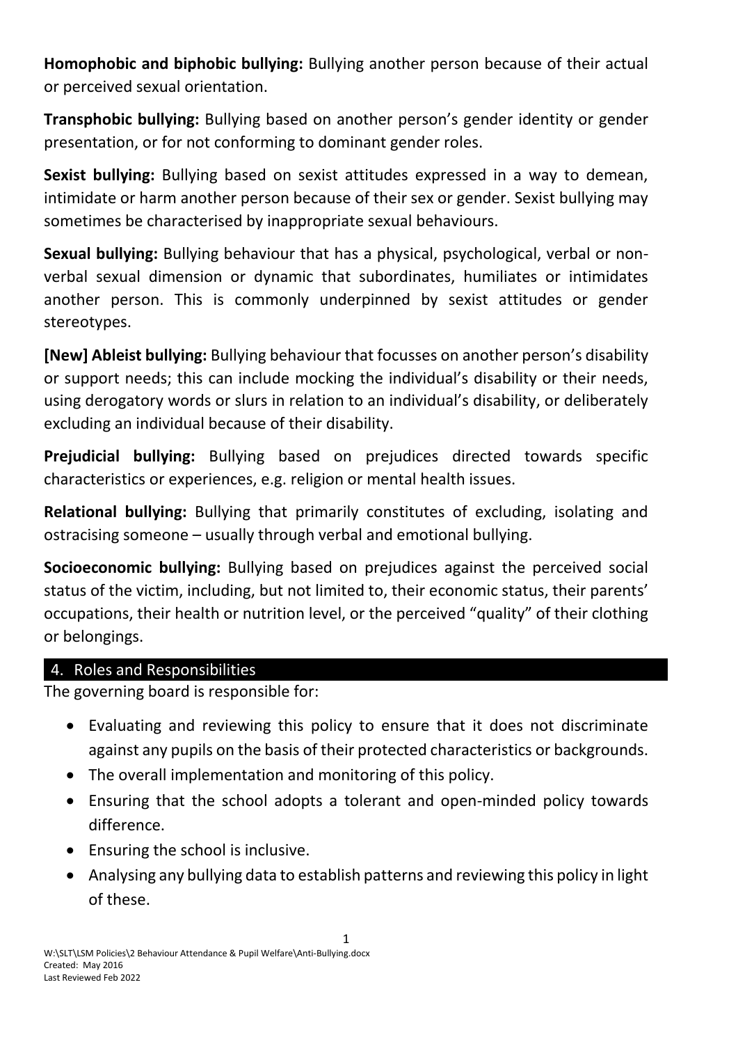**Homophobic and biphobic bullying:** Bullying another person because of their actual or perceived sexual orientation.

**Transphobic bullying:** Bullying based on another person's gender identity or gender presentation, or for not conforming to dominant gender roles.

**Sexist bullying:** Bullying based on sexist attitudes expressed in a way to demean, intimidate or harm another person because of their sex or gender. Sexist bullying may sometimes be characterised by inappropriate sexual behaviours.

**Sexual bullying:** Bullying behaviour that has a physical, psychological, verbal or non-verbal sexual dimension or dynamic that subordinates, humiliates or intimidates another person. This is commonly underpinned by sexist attitudes or gender stereotypes.

**[New] Ableist bullying:** Bullying behaviour that focusses on another person's disability or support needs; this can include mocking the individual's disability or their needs, using derogatory words or slurs in relation to an individual's disability, or deliberately excluding an individual because of their disability.

**Prejudicial bullying:** Bullying based on prejudices directed towards specific characteristics or experiences, e.g. religion or mental health issues.

**Relational bullying:** Bullying that primarily constitutes of excluding, isolating and ostracising someone – usually through verbal and emotional bullying.

**Socioeconomic bullying:** Bullying based on prejudices against the perceived social status of the victim, including, but not limited to, their economic status, their parents' occupations, their health or nutrition level, or the perceived "quality" of their clothing or belongings.

## 4. Roles and Responsibilities

The governing board is responsible for:

- Evaluating and reviewing this policy to ensure that it does not discriminate against any pupils on the basis of their protected characteristics or backgrounds.
- The overall implementation and monitoring of this policy.
- Ensuring that the school adopts a tolerant and open-minded policy towards difference.
- Ensuring the school is inclusive.
- Analysing any bullying data to establish patterns and reviewing this policy in light of these.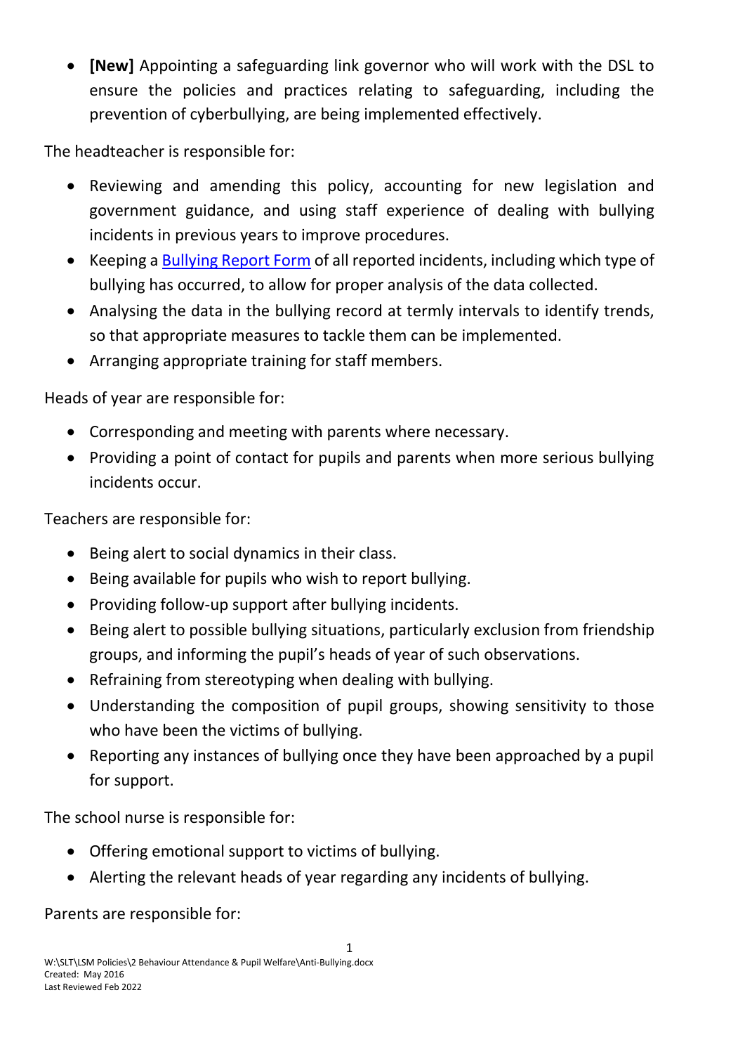- **[New]** Appointing a safeguarding link governor who will work with the DSL to ensure the policies and practices relating to safeguarding, including the prevention of cyberbullying, are being implemented effectively.

The headteacher is responsible for:

- Reviewing and amending this policy, accounting for new legislation and government guidance, and using staff experience of dealing with bullying incidents in previous years to improve procedures.
- Keeping a Bullying Report Form of all reported incidents, including which type of bullying has occurred, to allow for proper analysis of the data collected.
- Analysing the data in the bullying record at termly intervals to identify trends, so that appropriate measures to tackle them can be implemented.
- Arranging appropriate training for staff members.

Heads of year are responsible for:

- Corresponding and meeting with parents where necessary.
- Providing a point of contact for pupils and parents when more serious bullying incidents occur.

Teachers are responsible for:

- Being alert to social dynamics in their class.
- Being available for pupils who wish to report bullying.
- Providing follow-up support after bullying incidents.
- Being alert to possible bullying situations, particularly exclusion from friendship groups, and informing the pupil's heads of year of such observations.
- Refraining from stereotyping when dealing with bullying.
- Understanding the composition of pupil groups, showing sensitivity to those who have been the victims of bullying.
- Reporting any instances of bullying once they have been approached by a pupil for support.

The school nurse is responsible for:

- Offering emotional support to victims of bullying.
- Alerting the relevant heads of year regarding any incidents of bullying.

Parents are responsible for: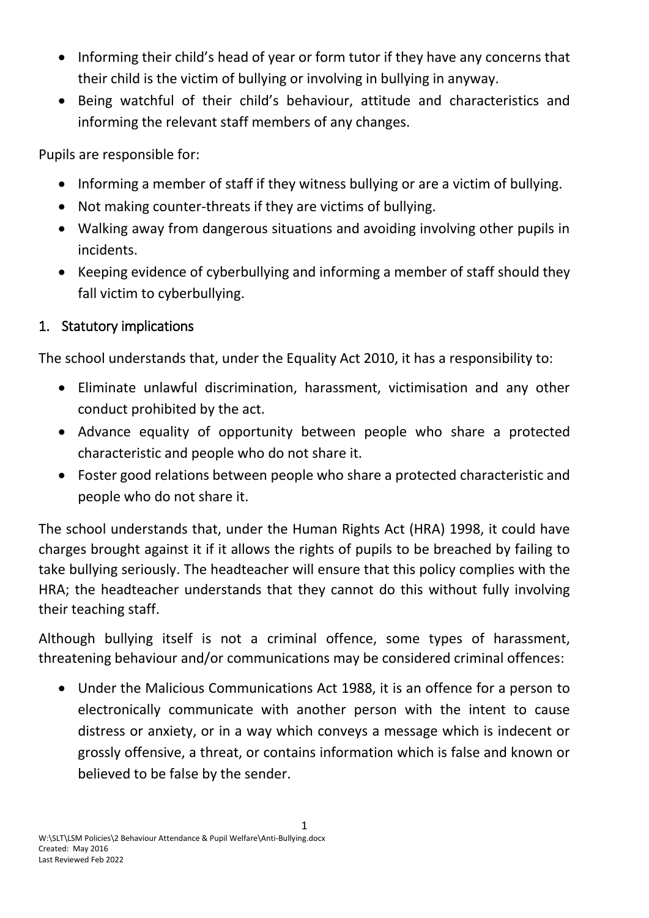- Informing their child's head of year or form tutor if they have any concerns that their child is the victim of bullying or involving in bullying in anyway.
- Being watchful of their child's behaviour, attitude and characteristics and informing the relevant staff members of any changes.

Pupils are responsible for:

- Informing a member of staff if they witness bullying or are a victim of bullying.
- Not making counter-threats if they are victims of bullying.
- Walking away from dangerous situations and avoiding involving other pupils in incidents.
- Keeping evidence of cyberbullying and informing a member of staff should they fall victim to cyberbullying.

## 1. Statutory implications

The school understands that, under the Equality Act 2010, it has a responsibility to:

- Eliminate unlawful discrimination, harassment, victimisation and any other conduct prohibited by the act.
- Advance equality of opportunity between people who share a protected characteristic and people who do not share it.
- Foster good relations between people who share a protected characteristic and people who do not share it.

The school understands that, under the Human Rights Act (HRA) 1998, it could have charges brought against it if it allows the rights of pupils to be breached by failing to take bullying seriously. The headteacher will ensure that this policy complies with the HRA; the headteacher understands that they cannot do this without fully involving their teaching staff.

Although bullying itself is not a criminal offence, some types of harassment, threatening behaviour and/or communications may be considered criminal offences:

- Under the Malicious Communications Act 1988, it is an offence for a person to electronically communicate with another person with the intent to cause distress or anxiety, or in a way which conveys a message which is indecent or grossly offensive, a threat, or contains information which is false and known or believed to be false by the sender.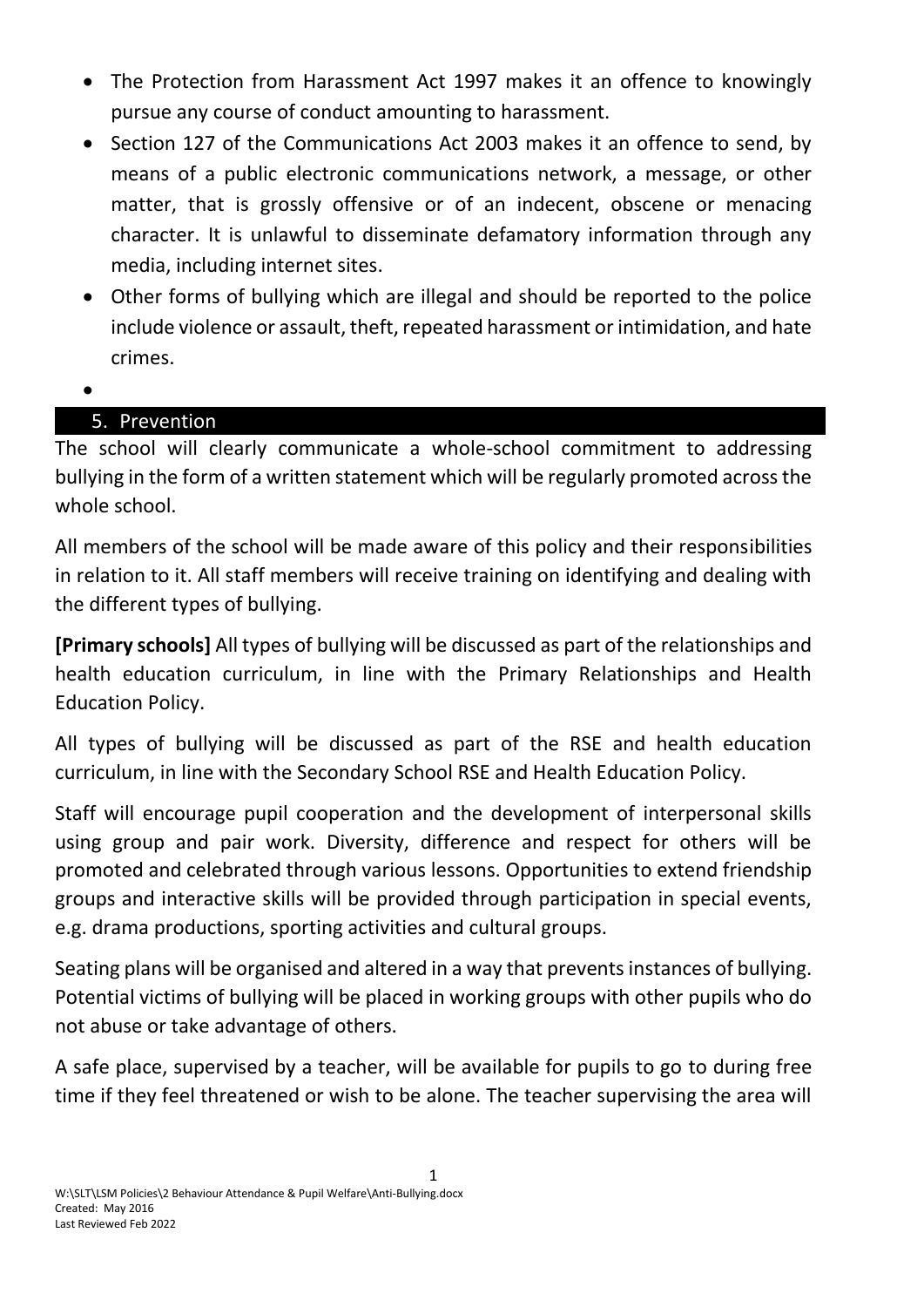- The Protection from Harassment Act 1997 makes it an offence to knowingly pursue any course of conduct amounting to harassment.
- Section 127 of the Communications Act 2003 makes it an offence to send, by means of a public electronic communications network, a message, or other matter, that is grossly offensive or of an indecent, obscene or menacing character. It is unlawful to disseminate defamatory information through any media, including internet sites.
- Other forms of bullying which are illegal and should be reported to the police include violence or assault, theft, repeated harassment or intimidation, and hate crimes.

## 5. Prevention

The school will clearly communicate a whole-school commitment to addressing bullying in the form of a written statement which will be regularly promoted across the whole school.

All members of the school will be made aware of this policy and their responsibilities in relation to it. All staff members will receive training on identifying and dealing with the different types of bullying.

**[Primary schools]** All types of bullying will be discussed as part of the relationships and health education curriculum, in line with the Primary Relationships and Health Education Policy.

All types of bullying will be discussed as part of the RSE and health education curriculum, in line with the Secondary School RSE and Health Education Policy.

Staff will encourage pupil cooperation and the development of interpersonal skills using group and pair work. Diversity, difference and respect for others will be promoted and celebrated through various lessons. Opportunities to extend friendship groups and interactive skills will be provided through participation in special events, e.g. drama productions, sporting activities and cultural groups.

Seating plans will be organised and altered in a way that prevents instances of bullying. Potential victims of bullying will be placed in working groups with other pupils who do not abuse or take advantage of others.

A safe place, supervised by a teacher, will be available for pupils to go to during free time if they feel threatened or wish to be alone. The teacher supervising the area will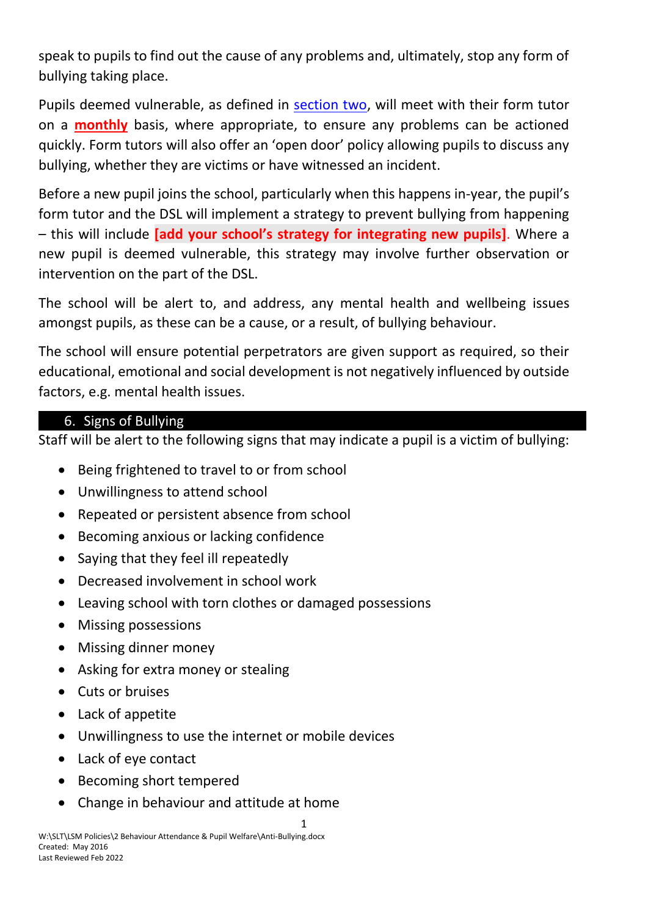speak to pupils to find out the cause of any problems and, ultimately, stop any form of bullying taking place.

Pupils deemed vulnerable, as defined in section two, will meet with their form tutor on a **monthly** basis, where appropriate, to ensure any problems can be actioned quickly. Form tutors will also offer an 'open door' policy allowing pupils to discuss any bullying, whether they are victims or have witnessed an incident.

Before a new pupil joins the school, particularly when this happens in-year, the pupil's form tutor and the DSL will implement a strategy to prevent bullying from happening – this will include **[add your school's strategy for integrating new pupils]**. Where a new pupil is deemed vulnerable, this strategy may involve further observation or intervention on the part of the DSL.

The school will be alert to, and address, any mental health and wellbeing issues amongst pupils, as these can be a cause, or a result, of bullying behaviour.

The school will ensure potential perpetrators are given support as required, so their educational, emotional and social development is not negatively influenced by outside factors, e.g. mental health issues.

## 6. Signs of Bullying

Staff will be alert to the following signs that may indicate a pupil is a victim of bullying:

- Being frightened to travel to or from school
- Unwillingness to attend school
- Repeated or persistent absence from school
- Becoming anxious or lacking confidence
- Saying that they feel ill repeatedly
- Decreased involvement in school work
- Leaving school with torn clothes or damaged possessions
- Missing possessions
- Missing dinner money
- Asking for extra money or stealing
- Cuts or bruises
- Lack of appetite
- Unwillingness to use the internet or mobile devices
- Lack of eye contact
- Becoming short tempered
- Change in behaviour and attitude at home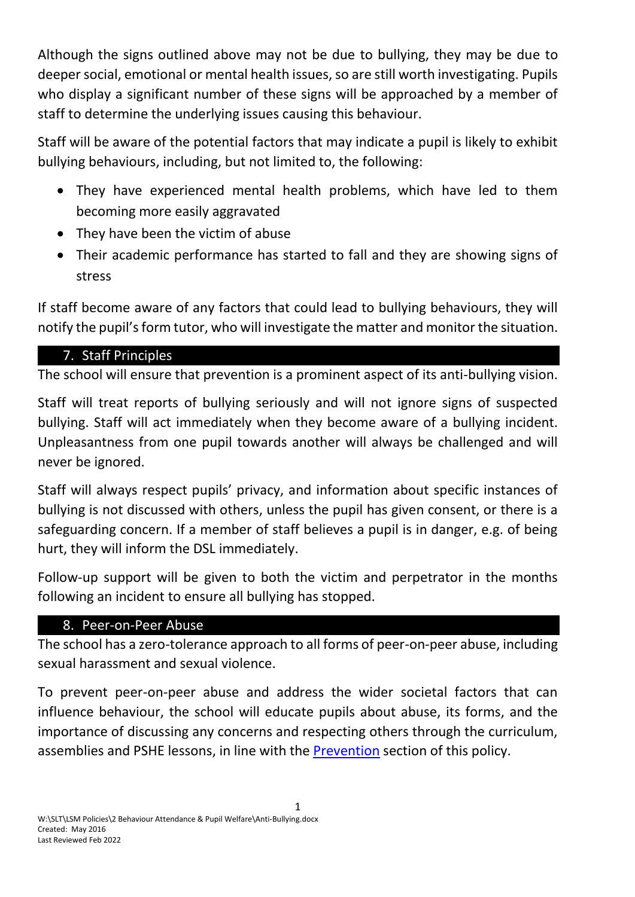Although the signs outlined above may not be due to bullying, they may be due to deeper social, emotional or mental health issues, so are still worth investigating. Pupils who display a significant number of these signs will be approached by a member of staff to determine the underlying issues causing this behaviour.

Staff will be aware of the potential factors that may indicate a pupil is likely to exhibit bullying behaviours, including, but not limited to, the following:

- They have experienced mental health problems, which have led to them becoming more easily aggravated
- They have been the victim of abuse
- Their academic performance has started to fall and they are showing signs of stress

If staff become aware of any factors that could lead to bullying behaviours, they will notify the pupil's form tutor, who will investigate the matter and monitor the situation.

## 7. Staff Principles

The school will ensure that prevention is a prominent aspect of its anti-bullying vision.

Staff will treat reports of bullying seriously and will not ignore signs of suspected bullying. Staff will act immediately when they become aware of a bullying incident. Unpleasantness from one pupil towards another will always be challenged and will never be ignored.

Staff will always respect pupils' privacy, and information about specific instances of bullying is not discussed with others, unless the pupil has given consent, or there is a safeguarding concern. If a member of staff believes a pupil is in danger, e.g. of being hurt, they will inform the DSL immediately.

Follow-up support will be given to both the victim and perpetrator in the months following an incident to ensure all bullying has stopped.

## 8. Peer-on-Peer Abuse

The school has a zero-tolerance approach to all forms of peer-on-peer abuse, including sexual harassment and sexual violence.

To prevent peer-on-peer abuse and address the wider societal factors that can influence behaviour, the school will educate pupils about abuse, its forms, and the importance of discussing any concerns and respecting others through the curriculum, assemblies and PSHE lessons, in line with the [Prevention](#) section of this policy.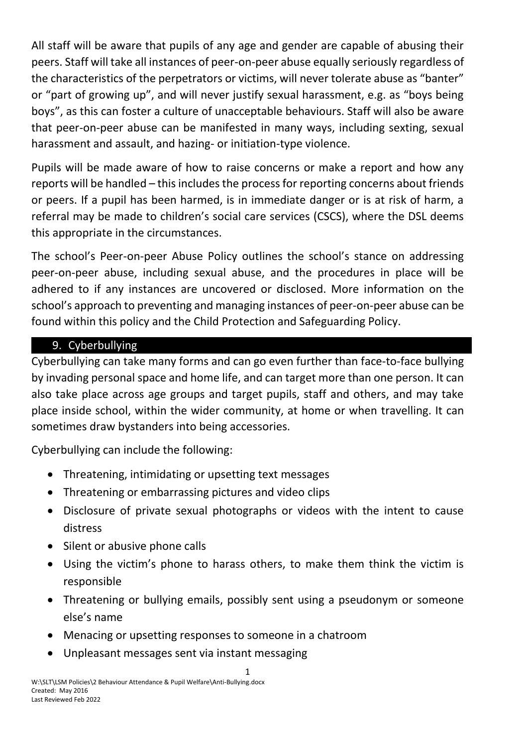All staff will be aware that pupils of any age and gender are capable of abusing their peers. Staff will take all instances of peer-on-peer abuse equally seriously regardless of the characteristics of the perpetrators or victims, will never tolerate abuse as "banter" or "part of growing up", and will never justify sexual harassment, e.g. as "boys being boys", as this can foster a culture of unacceptable behaviours. Staff will also be aware that peer-on-peer abuse can be manifested in many ways, including sexting, sexual harassment and assault, and hazing- or initiation-type violence.

Pupils will be made aware of how to raise concerns or make a report and how any reports will be handled – this includes the process for reporting concerns about friends or peers. If a pupil has been harmed, is in immediate danger or is at risk of harm, a referral may be made to children's social care services (CSCS), where the DSL deems this appropriate in the circumstances.

The school's Peer-on-peer Abuse Policy outlines the school's stance on addressing peer-on-peer abuse, including sexual abuse, and the procedures in place will be adhered to if any instances are uncovered or disclosed. More information on the school's approach to preventing and managing instances of peer-on-peer abuse can be found within this policy and the Child Protection and Safeguarding Policy.

## 9. Cyberbullying

Cyberbullying can take many forms and can go even further than face-to-face bullying by invading personal space and home life, and can target more than one person. It can also take place across age groups and target pupils, staff and others, and may take place inside school, within the wider community, at home or when travelling. It can sometimes draw bystanders into being accessories.

Cyberbullying can include the following:

- Threatening, intimidating or upsetting text messages
- Threatening or embarrassing pictures and video clips
- Disclosure of private sexual photographs or videos with the intent to cause distress
- Silent or abusive phone calls
- Using the victim's phone to harass others, to make them think the victim is responsible
- Threatening or bullying emails, possibly sent using a pseudonym or someone else's name
- Menacing or upsetting responses to someone in a chatroom
- Unpleasant messages sent via instant messaging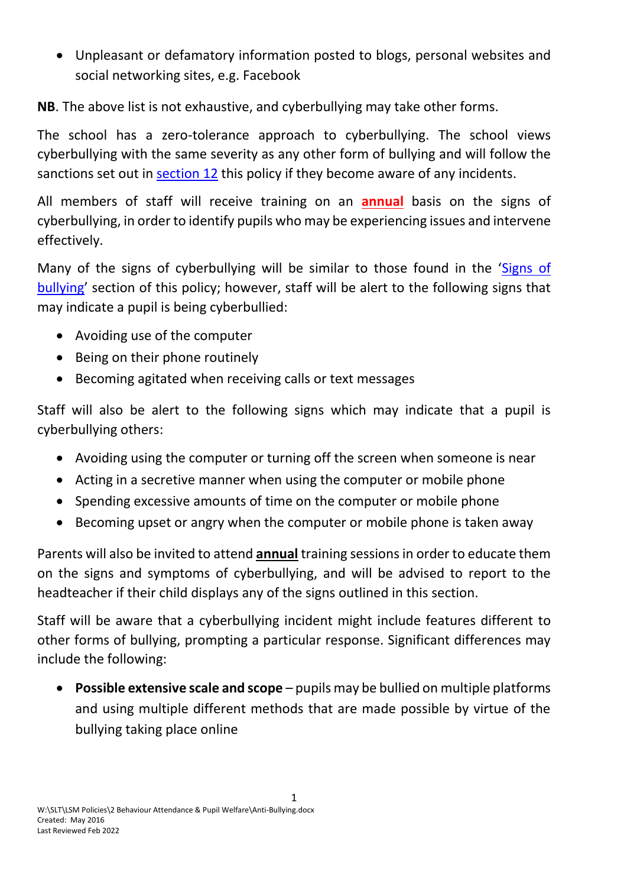- Unpleasant or defamatory information posted to blogs, personal websites and social networking sites, e.g. Facebook

**NB**. The above list is not exhaustive, and cyberbullying may take other forms.

The school has a zero-tolerance approach to cyberbullying. The school views cyberbullying with the same severity as any other form of bullying and will follow the sanctions set out in section 12 this policy if they become aware of any incidents.

All members of staff will receive training on an **annual** basis on the signs of cyberbullying, in order to identify pupils who may be experiencing issues and intervene effectively.

Many of the signs of cyberbullying will be similar to those found in the 'Signs of bullying' section of this policy; however, staff will be alert to the following signs that may indicate a pupil is being cyberbullied:

- Avoiding use of the computer
- Being on their phone routinely
- Becoming agitated when receiving calls or text messages

Staff will also be alert to the following signs which may indicate that a pupil is cyberbullying others:

- Avoiding using the computer or turning off the screen when someone is near
- Acting in a secretive manner when using the computer or mobile phone
- Spending excessive amounts of time on the computer or mobile phone
- Becoming upset or angry when the computer or mobile phone is taken away

Parents will also be invited to attend **annual** training sessions in order to educate them on the signs and symptoms of cyberbullying, and will be advised to report to the headteacher if their child displays any of the signs outlined in this section.

Staff will be aware that a cyberbullying incident might include features different to other forms of bullying, prompting a particular response. Significant differences may include the following:

- **Possible extensive scale and scope** – pupils may be bullied on multiple platforms and using multiple different methods that are made possible by virtue of the bullying taking place online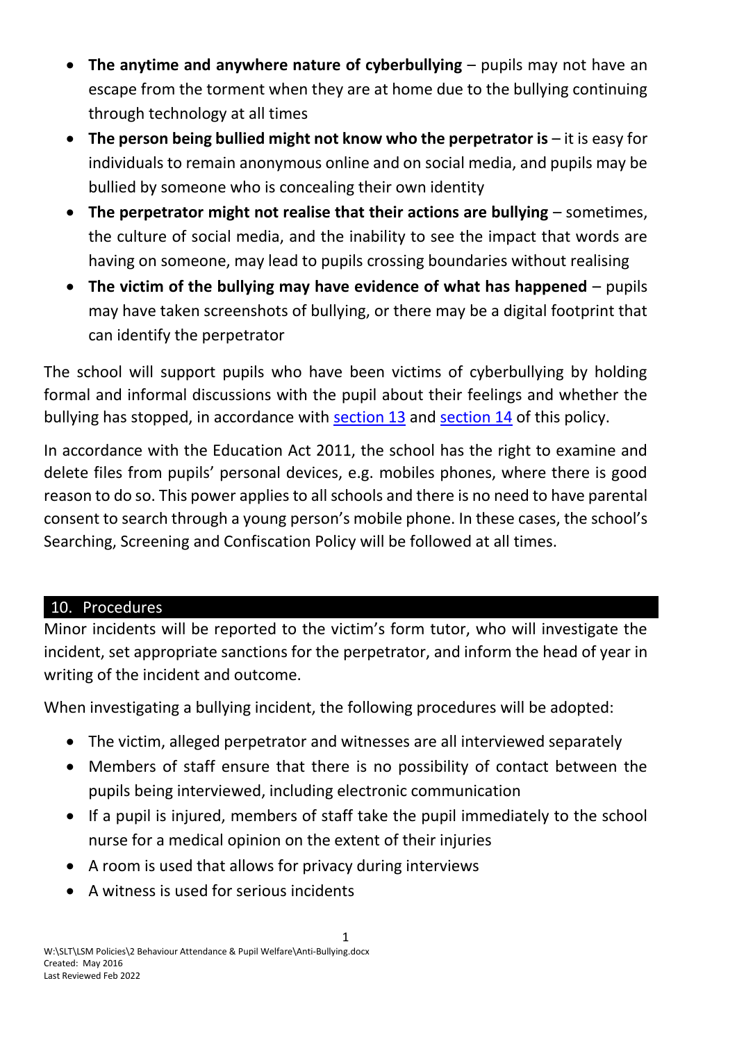- **The anytime and anywhere nature of cyberbullying** – pupils may not have an escape from the torment when they are at home due to the bullying continuing through technology at all times
- **The person being bullied might not know who the perpetrator is** – it is easy for individuals to remain anonymous online and on social media, and pupils may be bullied by someone who is concealing their own identity
- **The perpetrator might not realise that their actions are bullying** – sometimes, the culture of social media, and the inability to see the impact that words are having on someone, may lead to pupils crossing boundaries without realising
- **The victim of the bullying may have evidence of what has happened** – pupils may have taken screenshots of bullying, or there may be a digital footprint that can identify the perpetrator

The school will support pupils who have been victims of cyberbullying by holding formal and informal discussions with the pupil about their feelings and whether the bullying has stopped, in accordance with section 13 and section 14 of this policy.

In accordance with the Education Act 2011, the school has the right to examine and delete files from pupils' personal devices, e.g. mobiles phones, where there is good reason to do so. This power applies to all schools and there is no need to have parental consent to search through a young person's mobile phone. In these cases, the school's Searching, Screening and Confiscation Policy will be followed at all times.

## 10. Procedures

Minor incidents will be reported to the victim's form tutor, who will investigate the incident, set appropriate sanctions for the perpetrator, and inform the head of year in writing of the incident and outcome.

When investigating a bullying incident, the following procedures will be adopted:

- The victim, alleged perpetrator and witnesses are all interviewed separately
- Members of staff ensure that there is no possibility of contact between the pupils being interviewed, including electronic communication
- If a pupil is injured, members of staff take the pupil immediately to the school nurse for a medical opinion on the extent of their injuries
- A room is used that allows for privacy during interviews
- A witness is used for serious incidents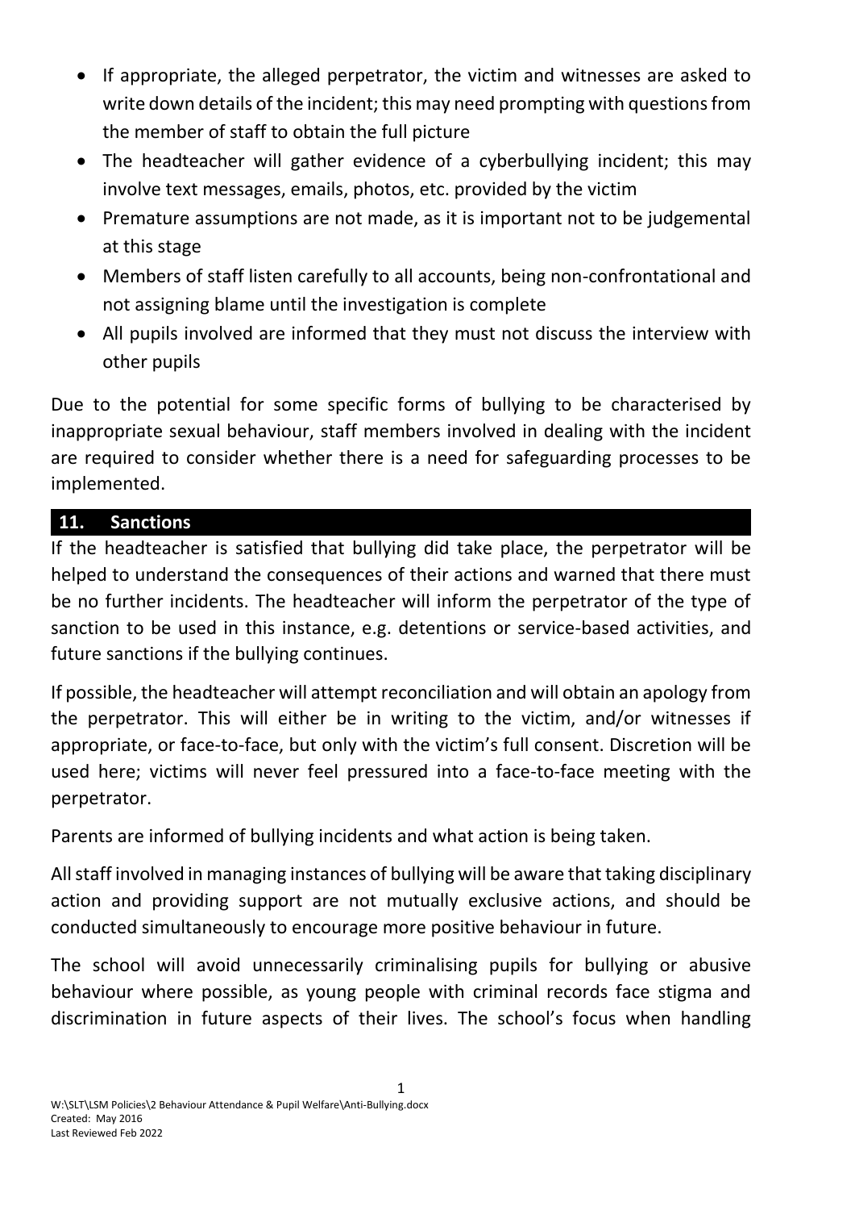- If appropriate, the alleged perpetrator, the victim and witnesses are asked to write down details of the incident; this may need prompting with questions from the member of staff to obtain the full picture
- The headteacher will gather evidence of a cyberbullying incident; this may involve text messages, emails, photos, etc. provided by the victim
- Premature assumptions are not made, as it is important not to be judgemental at this stage
- Members of staff listen carefully to all accounts, being non-confrontational and not assigning blame until the investigation is complete
- All pupils involved are informed that they must not discuss the interview with other pupils

Due to the potential for some specific forms of bullying to be characterised by inappropriate sexual behaviour, staff members involved in dealing with the incident are required to consider whether there is a need for safeguarding processes to be implemented.

## 11. Sanctions

If the headteacher is satisfied that bullying did take place, the perpetrator will be helped to understand the consequences of their actions and warned that there must be no further incidents. The headteacher will inform the perpetrator of the type of sanction to be used in this instance, e.g. detentions or service-based activities, and future sanctions if the bullying continues.

If possible, the headteacher will attempt reconciliation and will obtain an apology from the perpetrator. This will either be in writing to the victim, and/or witnesses if appropriate, or face-to-face, but only with the victim's full consent. Discretion will be used here; victims will never feel pressured into a face-to-face meeting with the perpetrator.

Parents are informed of bullying incidents and what action is being taken.

All staff involved in managing instances of bullying will be aware that taking disciplinary action and providing support are not mutually exclusive actions, and should be conducted simultaneously to encourage more positive behaviour in future.

The school will avoid unnecessarily criminalising pupils for bullying or abusive behaviour where possible, as young people with criminal records face stigma and discrimination in future aspects of their lives. The school's focus when handling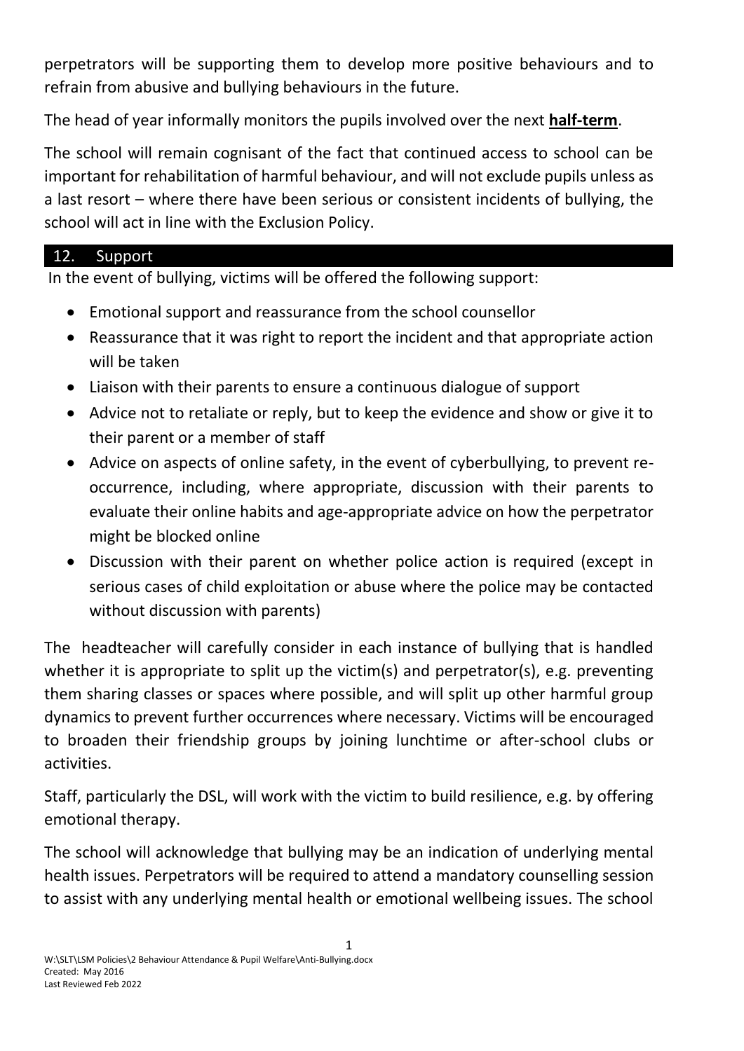perpetrators will be supporting them to develop more positive behaviours and to refrain from abusive and bullying behaviours in the future.

The head of year informally monitors the pupils involved over the next **half-term**.

The school will remain cognisant of the fact that continued access to school can be important for rehabilitation of harmful behaviour, and will not exclude pupils unless as a last resort – where there have been serious or consistent incidents of bullying, the school will act in line with the Exclusion Policy.

## 12. Support

In the event of bullying, victims will be offered the following support:

- Emotional support and reassurance from the school counsellor
- Reassurance that it was right to report the incident and that appropriate action will be taken
- Liaison with their parents to ensure a continuous dialogue of support
- Advice not to retaliate or reply, but to keep the evidence and show or give it to their parent or a member of staff
- Advice on aspects of online safety, in the event of cyberbullying, to prevent re-occurrence, including, where appropriate, discussion with their parents to evaluate their online habits and age-appropriate advice on how the perpetrator might be blocked online
- Discussion with their parent on whether police action is required (except in serious cases of child exploitation or abuse where the police may be contacted without discussion with parents)

The headteacher will carefully consider in each instance of bullying that is handled whether it is appropriate to split up the victim(s) and perpetrator(s), e.g. preventing them sharing classes or spaces where possible, and will split up other harmful group dynamics to prevent further occurrences where necessary. Victims will be encouraged to broaden their friendship groups by joining lunchtime or after-school clubs or activities.

Staff, particularly the DSL, will work with the victim to build resilience, e.g. by offering emotional therapy.

The school will acknowledge that bullying may be an indication of underlying mental health issues. Perpetrators will be required to attend a mandatory counselling session to assist with any underlying mental health or emotional wellbeing issues. The school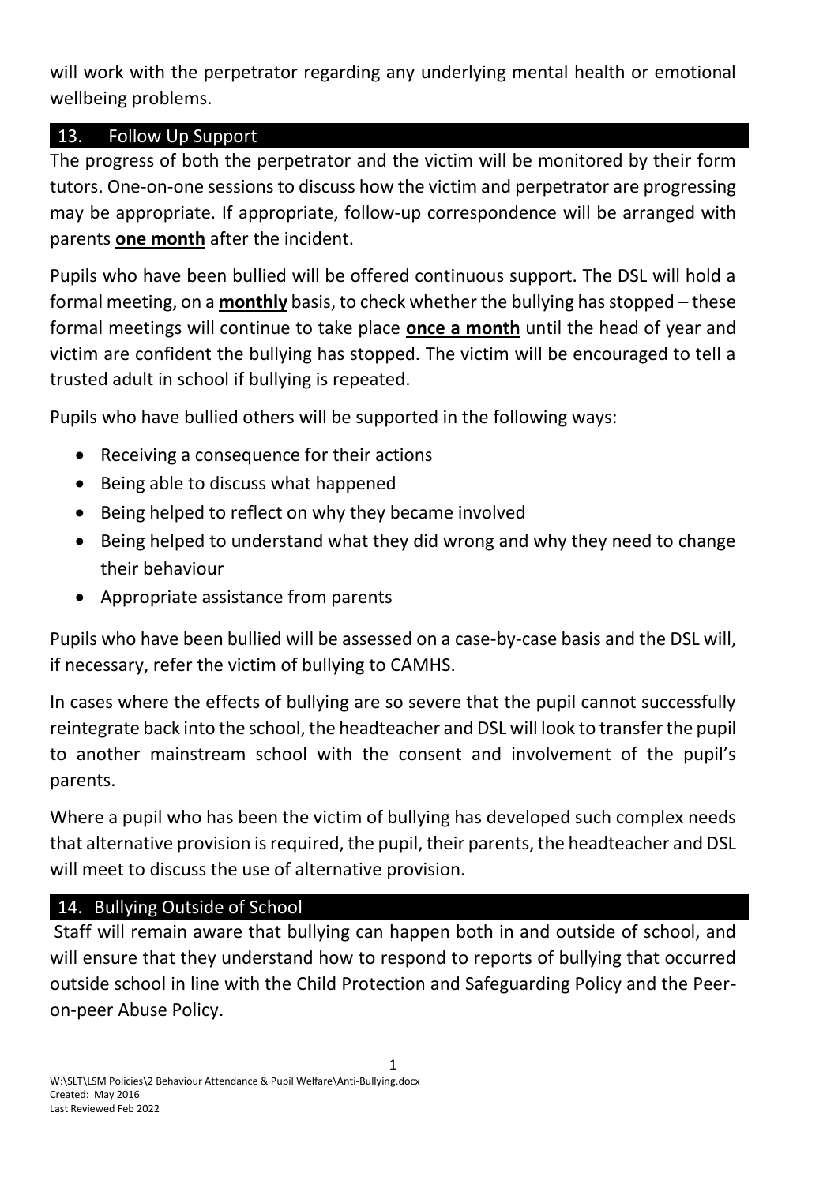will work with the perpetrator regarding any underlying mental health or emotional wellbeing problems.

## 13. Follow Up Support

The progress of both the perpetrator and the victim will be monitored by their form tutors. One-on-one sessions to discuss how the victim and perpetrator are progressing may be appropriate. If appropriate, follow-up correspondence will be arranged with parents **one month** after the incident.

Pupils who have been bullied will be offered continuous support. The DSL will hold a formal meeting, on a **monthly** basis, to check whether the bullying has stopped – these formal meetings will continue to take place **once a month** until the head of year and victim are confident the bullying has stopped. The victim will be encouraged to tell a trusted adult in school if bullying is repeated.

Pupils who have bullied others will be supported in the following ways:

- Receiving a consequence for their actions
- Being able to discuss what happened
- Being helped to reflect on why they became involved
- Being helped to understand what they did wrong and why they need to change their behaviour
- Appropriate assistance from parents

Pupils who have been bullied will be assessed on a case-by-case basis and the DSL will, if necessary, refer the victim of bullying to CAMHS.

In cases where the effects of bullying are so severe that the pupil cannot successfully reintegrate back into the school, the headteacher and DSL will look to transfer the pupil to another mainstream school with the consent and involvement of the pupil's parents.

Where a pupil who has been the victim of bullying has developed such complex needs that alternative provision is required, the pupil, their parents, the headteacher and DSL will meet to discuss the use of alternative provision.

## 14. Bullying Outside of School

Staff will remain aware that bullying can happen both in and outside of school, and will ensure that they understand how to respond to reports of bullying that occurred outside school in line with the Child Protection and Safeguarding Policy and the Peer-on-peer Abuse Policy.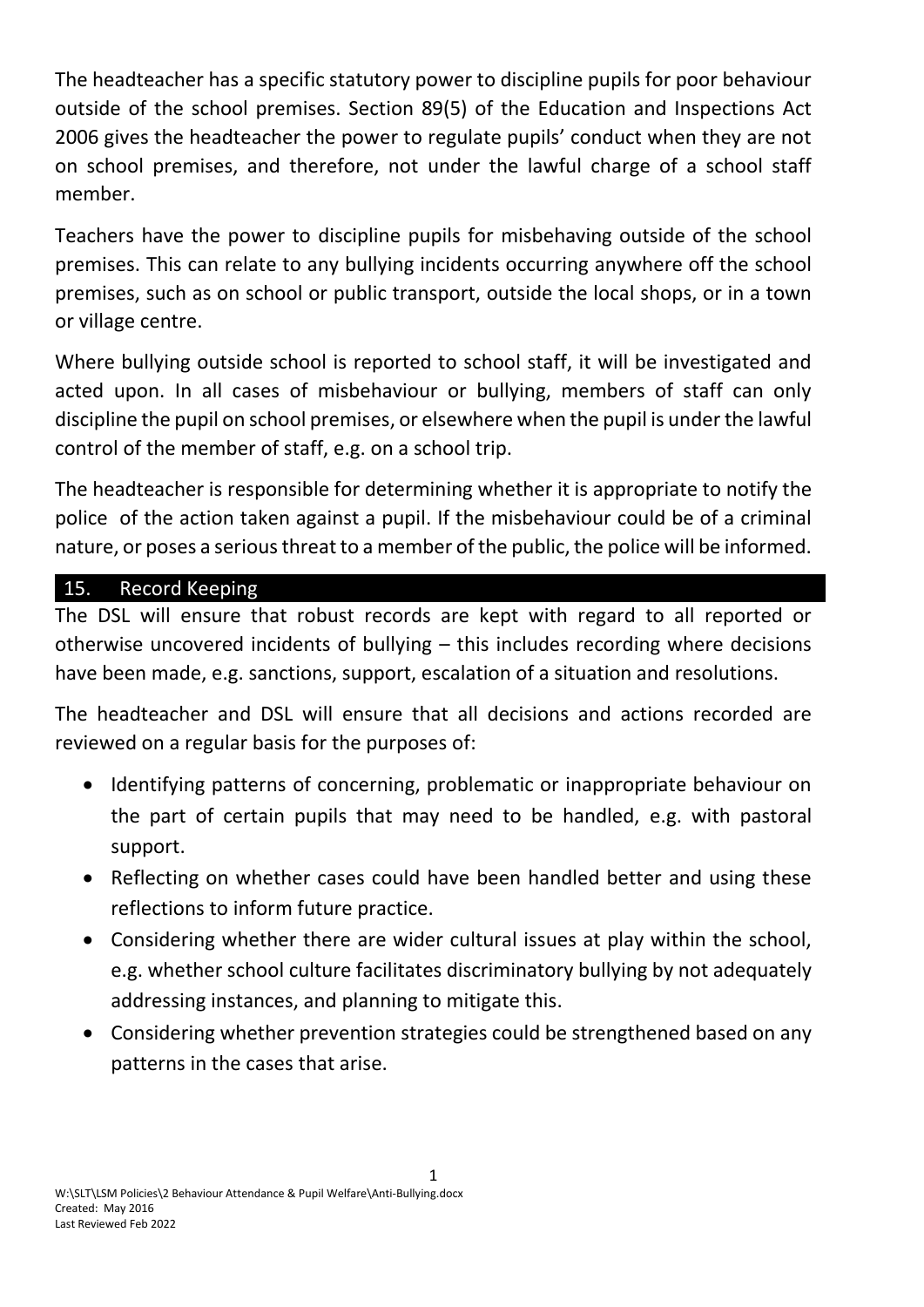The headteacher has a specific statutory power to discipline pupils for poor behaviour outside of the school premises. Section 89(5) of the Education and Inspections Act 2006 gives the headteacher the power to regulate pupils' conduct when they are not on school premises, and therefore, not under the lawful charge of a school staff member.

Teachers have the power to discipline pupils for misbehaving outside of the school premises. This can relate to any bullying incidents occurring anywhere off the school premises, such as on school or public transport, outside the local shops, or in a town or village centre.

Where bullying outside school is reported to school staff, it will be investigated and acted upon. In all cases of misbehaviour or bullying, members of staff can only discipline the pupil on school premises, or elsewhere when the pupil is under the lawful control of the member of staff, e.g. on a school trip.

The headteacher is responsible for determining whether it is appropriate to notify the police of the action taken against a pupil. If the misbehaviour could be of a criminal nature, or poses a serious threat to a member of the public, the police will be informed.

## 15. Record Keeping

The DSL will ensure that robust records are kept with regard to all reported or otherwise uncovered incidents of bullying – this includes recording where decisions have been made, e.g. sanctions, support, escalation of a situation and resolutions.

The headteacher and DSL will ensure that all decisions and actions recorded are reviewed on a regular basis for the purposes of:

- Identifying patterns of concerning, problematic or inappropriate behaviour on the part of certain pupils that may need to be handled, e.g. with pastoral support.
- Reflecting on whether cases could have been handled better and using these reflections to inform future practice.
- Considering whether there are wider cultural issues at play within the school, e.g. whether school culture facilitates discriminatory bullying by not adequately addressing instances, and planning to mitigate this.
- Considering whether prevention strategies could be strengthened based on any patterns in the cases that arise.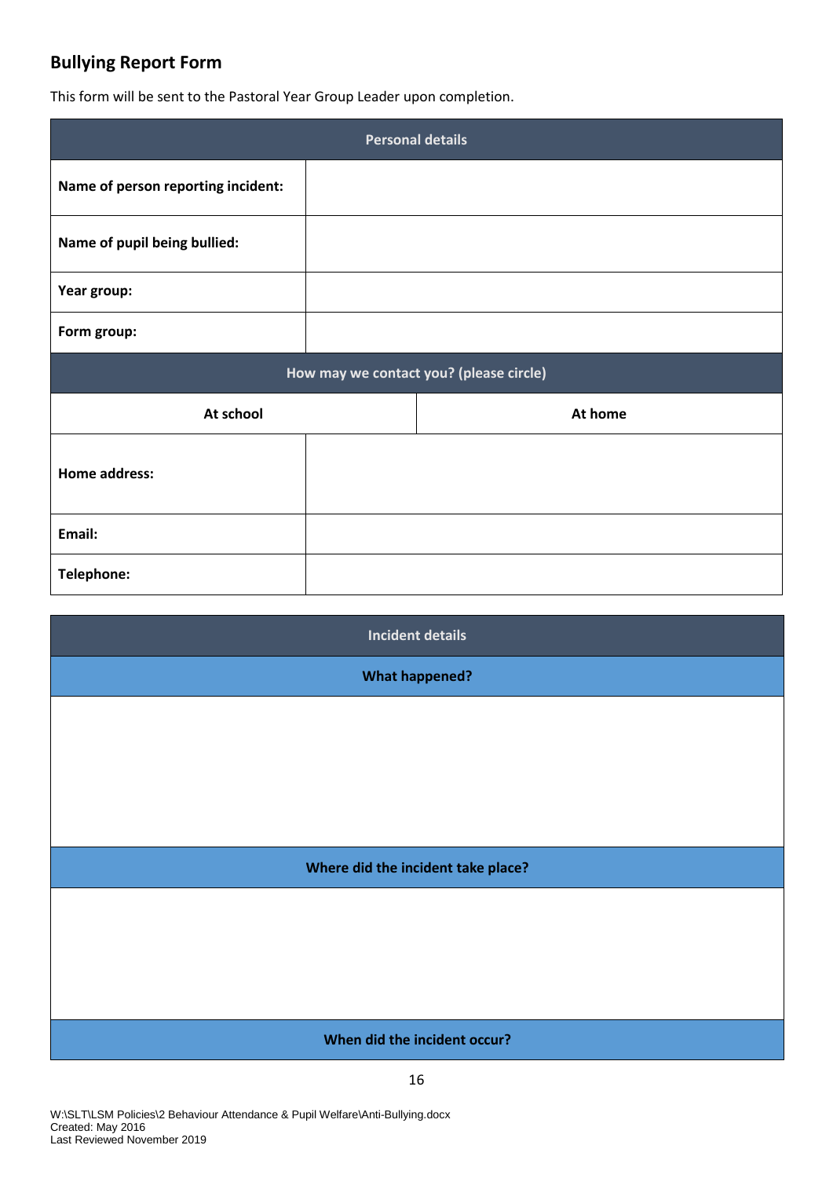## Bullying Report Form

This form will be sent to the Pastoral Year Group Leader upon completion.

| Personal details | |
|---|---|
| **Name of person reporting incident:** | |
| **Name of pupil being bullied:** | |
| **Year group:** | |
| **Form group:** | |
| **How may we contact you? (please circle)** | |
| **At school** | **At home** |
| **Home address:** | |
| **Email:** | |
| **Telephone:** | |

| Incident details |
|---|
| **What happened?** |
| |
| **Where did the incident take place?** |
| |
| **When did the incident occur?** |

W:\SLT\LSM Policies\2 Behaviour Attendance & Pupil Welfare\Anti-Bullying.docx
Created: May 2016
Last Reviewed November 2019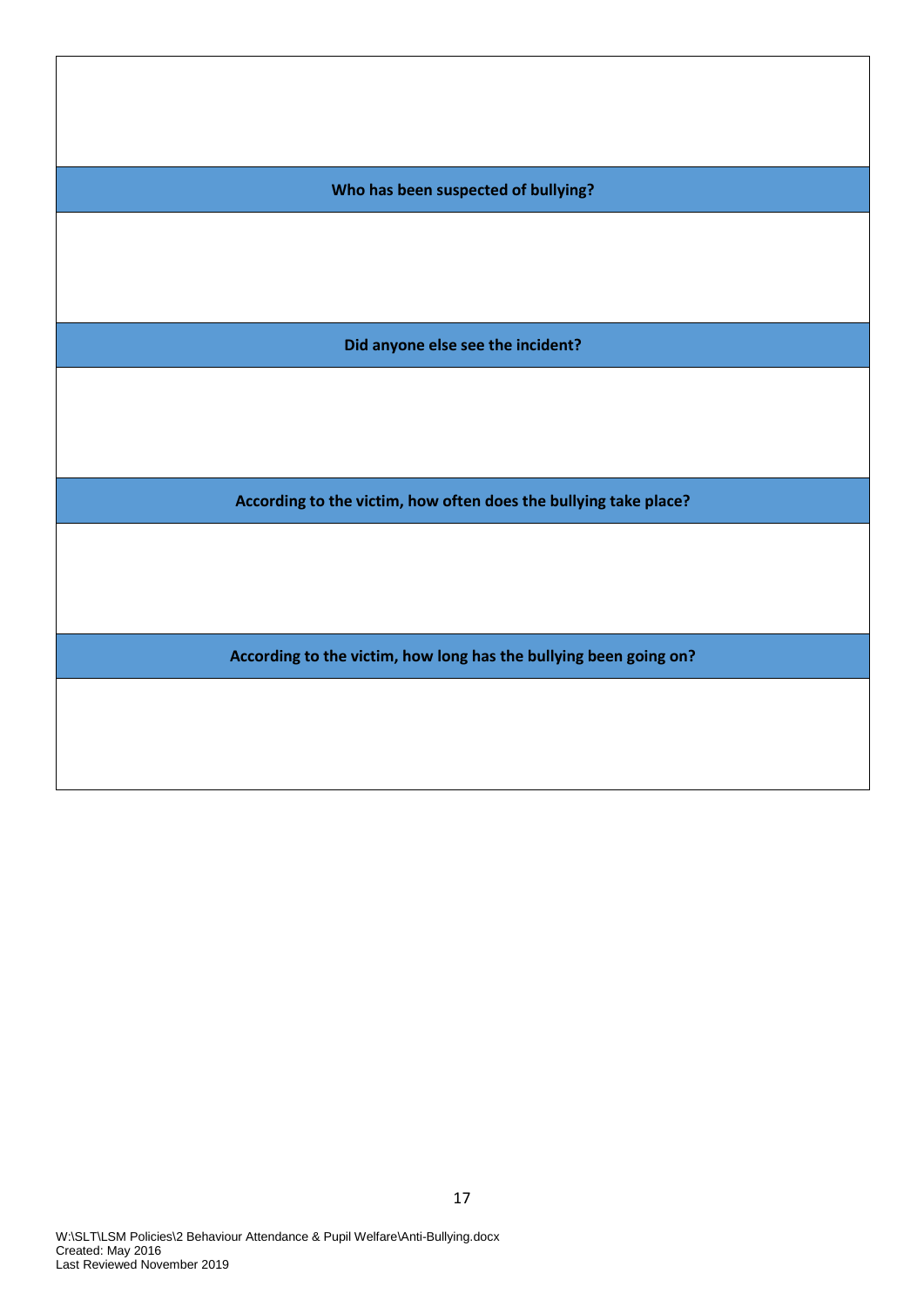| |
|---|
| |
| **Who has been suspected of bullying?** |
| |
| **Did anyone else see the incident?** |
| |
| **According to the victim, how often does the bullying take place?** |
| |
| **According to the victim, how long has the bullying been going on?** |
| |

W:\SLT\LSM Policies\2 Behaviour Attendance & Pupil Welfare\Anti-Bullying.docx
Created: May 2016
Last Reviewed November 2019